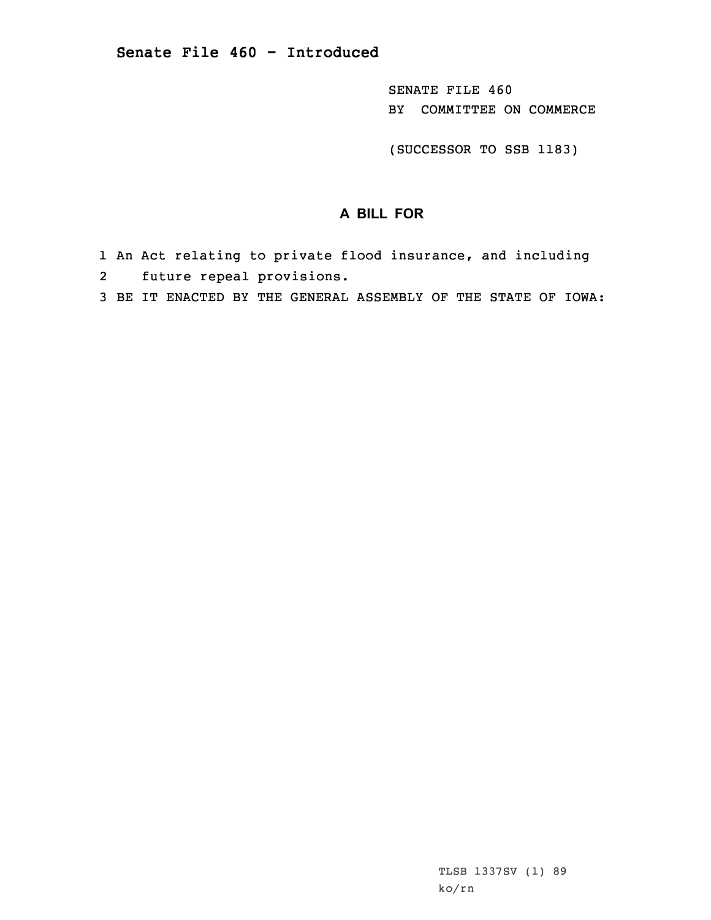# Senate File 460 - Introduced

SENATE FILE 460
BY COMMITTEE ON COMMERCE

(SUCCESSOR TO SSB 1183)

## A BILL FOR

1 An Act relating to private flood insurance, and including
2 future repeal provisions.
3 BE IT ENACTED BY THE GENERAL ASSEMBLY OF THE STATE OF IOWA:

TLSB 1337SV (1) 89
ko/rn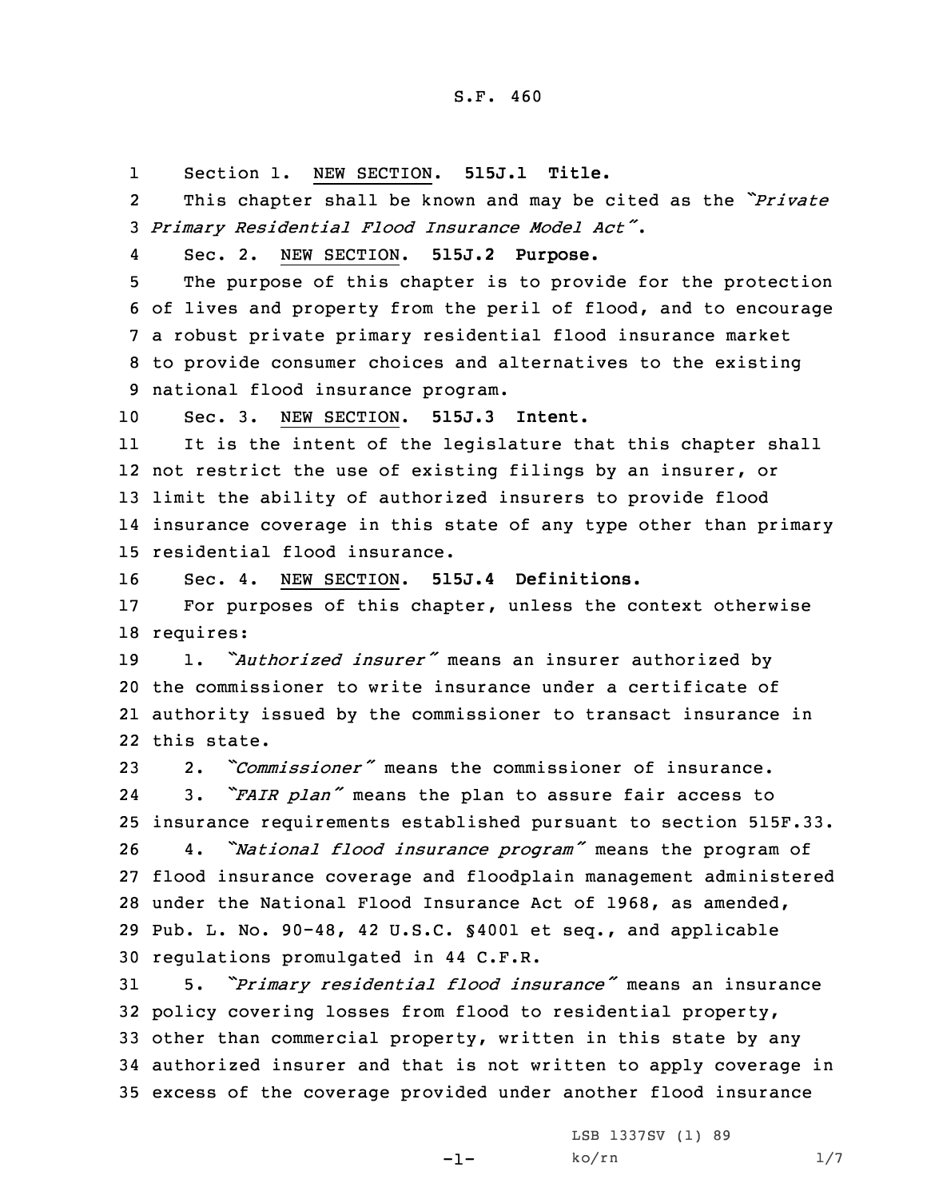S.F. 460

Section 1. NEW SECTION. **515J.1 Title.**

This chapter shall be known and may be cited as the *"Private Primary Residential Flood Insurance Model Act"*.

Sec. 2. NEW SECTION. **515J.2 Purpose.**

The purpose of this chapter is to provide for the protection of lives and property from the peril of flood, and to encourage a robust private primary residential flood insurance market to provide consumer choices and alternatives to the existing national flood insurance program.

Sec. 3. NEW SECTION. **515J.3 Intent.**

It is the intent of the legislature that this chapter shall not restrict the use of existing filings by an insurer, or limit the ability of authorized insurers to provide flood insurance coverage in this state of any type other than primary residential flood insurance.

Sec. 4. NEW SECTION. **515J.4 Definitions.**

For purposes of this chapter, unless the context otherwise requires:

1. *"Authorized insurer"* means an insurer authorized by the commissioner to write insurance under a certificate of authority issued by the commissioner to transact insurance in this state.

2. *"Commissioner"* means the commissioner of insurance.

3. *"FAIR plan"* means the plan to assure fair access to insurance requirements established pursuant to section 515F.33.

4. *"National flood insurance program"* means the program of flood insurance coverage and floodplain management administered under the National Flood Insurance Act of 1968, as amended, Pub. L. No. 90-48, 42 U.S.C. §4001 et seq., and applicable regulations promulgated in 44 C.F.R.

5. *"Primary residential flood insurance"* means an insurance policy covering losses from flood to residential property, other than commercial property, written in this state by any authorized insurer and that is not written to apply coverage in excess of the coverage provided under another flood insurance

LSB 1337SV (1) 89
ko/rn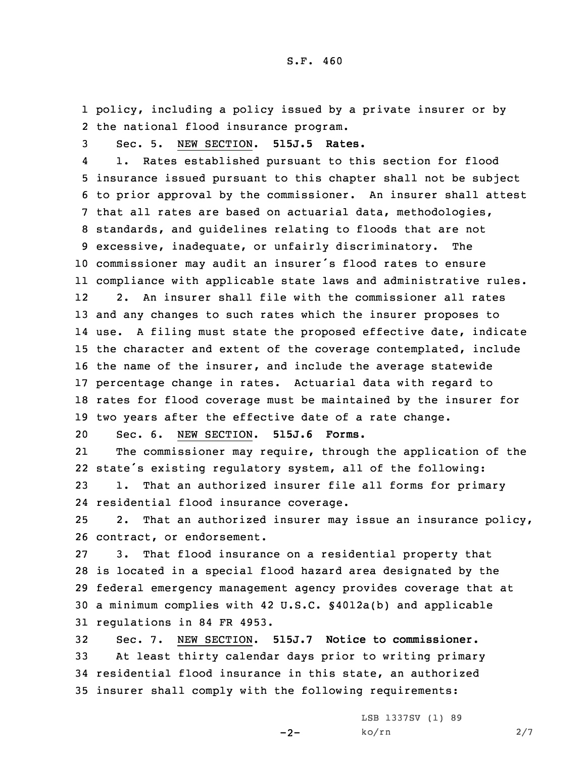policy, including a policy issued by a private insurer or by the national flood insurance program.

Sec. 5. NEW SECTION. **515J.5 Rates.**

1. Rates established pursuant to this section for flood insurance issued pursuant to this chapter shall not be subject to prior approval by the commissioner. An insurer shall attest that all rates are based on actuarial data, methodologies, standards, and guidelines relating to floods that are not excessive, inadequate, or unfairly discriminatory. The commissioner may audit an insurer's flood rates to ensure compliance with applicable state laws and administrative rules.

2. An insurer shall file with the commissioner all rates and any changes to such rates which the insurer proposes to use. A filing must state the proposed effective date, indicate the character and extent of the coverage contemplated, include the name of the insurer, and include the average statewide percentage change in rates. Actuarial data with regard to rates for flood coverage must be maintained by the insurer for two years after the effective date of a rate change.

Sec. 6. NEW SECTION. **515J.6 Forms.**

The commissioner may require, through the application of the state's existing regulatory system, all of the following:

1. That an authorized insurer file all forms for primary residential flood insurance coverage.

2. That an authorized insurer may issue an insurance policy, contract, or endorsement.

3. That flood insurance on a residential property that is located in a special flood hazard area designated by the federal emergency management agency provides coverage that at a minimum complies with 42 U.S.C. §4012a(b) and applicable regulations in 84 FR 4953.

Sec. 7. NEW SECTION. **515J.7 Notice to commissioner.**

At least thirty calendar days prior to writing primary residential flood insurance in this state, an authorized insurer shall comply with the following requirements: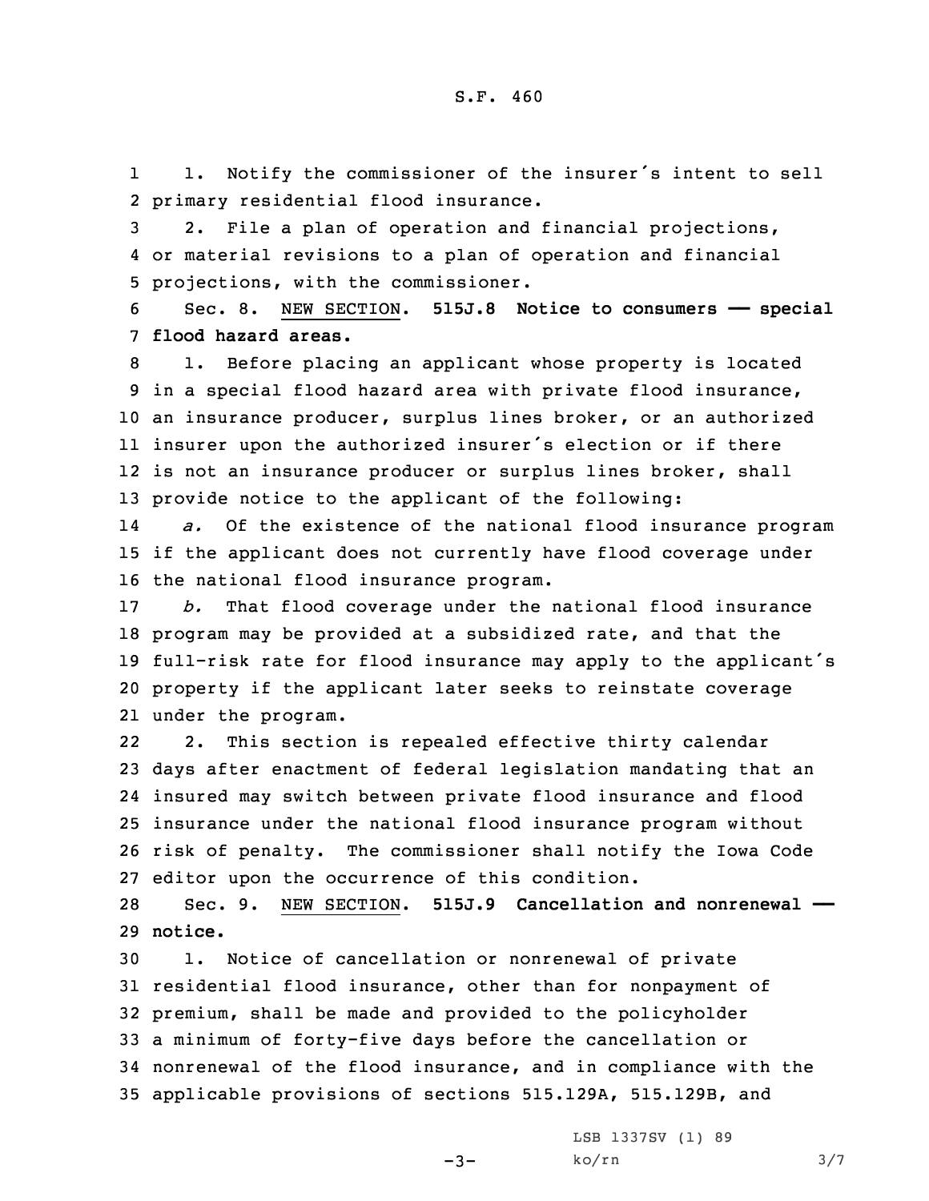1. Notify the commissioner of the insurer's intent to sell primary residential flood insurance.

2. File a plan of operation and financial projections, or material revisions to a plan of operation and financial projections, with the commissioner.

Sec. 8. NEW SECTION. **515J.8 Notice to consumers —— special flood hazard areas.**

1. Before placing an applicant whose property is located in a special flood hazard area with private flood insurance, an insurance producer, surplus lines broker, or an authorized insurer upon the authorized insurer's election or if there is not an insurance producer or surplus lines broker, shall provide notice to the applicant of the following:

*a.* Of the existence of the national flood insurance program if the applicant does not currently have flood coverage under the national flood insurance program.

*b.* That flood coverage under the national flood insurance program may be provided at a subsidized rate, and that the full-risk rate for flood insurance may apply to the applicant's property if the applicant later seeks to reinstate coverage under the program.

2. This section is repealed effective thirty calendar days after enactment of federal legislation mandating that an insured may switch between private flood insurance and flood insurance under the national flood insurance program without risk of penalty. The commissioner shall notify the Iowa Code editor upon the occurrence of this condition.

Sec. 9. NEW SECTION. **515J.9 Cancellation and nonrenewal —— notice.**

1. Notice of cancellation or nonrenewal of private residential flood insurance, other than for nonpayment of premium, shall be made and provided to the policyholder a minimum of forty-five days before the cancellation or nonrenewal of the flood insurance, and in compliance with the applicable provisions of sections 515.129A, 515.129B, and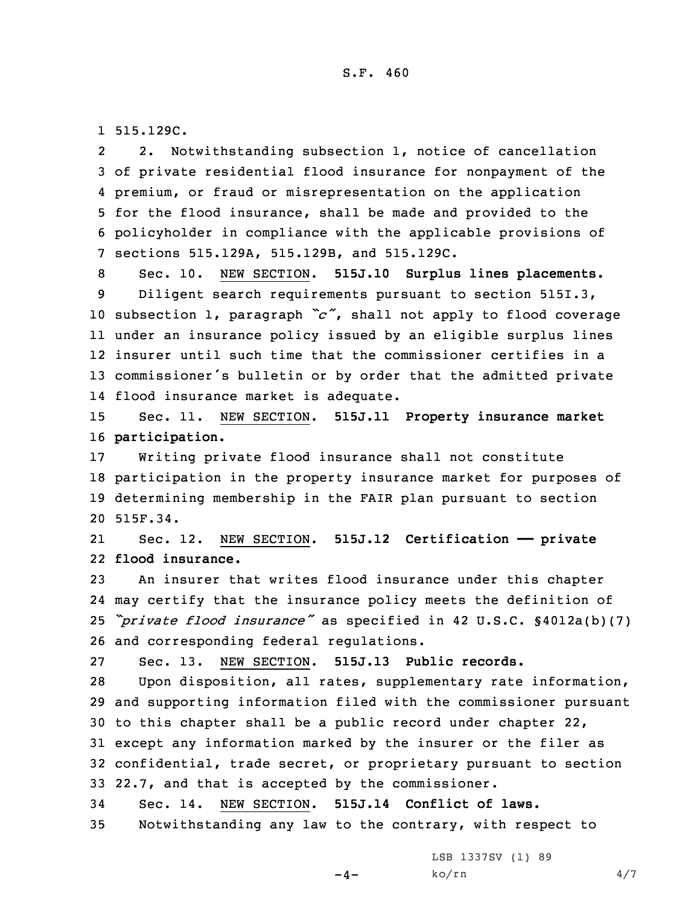515.129C.

2. Notwithstanding subsection 1, notice of cancellation of private residential flood insurance for nonpayment of the premium, or fraud or misrepresentation on the application for the flood insurance, shall be made and provided to the policyholder in compliance with the applicable provisions of sections 515.129A, 515.129B, and 515.129C.

Sec. 10. NEW SECTION. **515J.10 Surplus lines placements.**

Diligent search requirements pursuant to section 515I.3, subsection 1, paragraph *"c"*, shall not apply to flood coverage under an insurance policy issued by an eligible surplus lines insurer until such time that the commissioner certifies in a commissioner's bulletin or by order that the admitted private flood insurance market is adequate.

Sec. 11. NEW SECTION. **515J.11 Property insurance market participation.**

Writing private flood insurance shall not constitute participation in the property insurance market for purposes of determining membership in the FAIR plan pursuant to section 515F.34.

Sec. 12. NEW SECTION. **515J.12 Certification — private flood insurance.**

An insurer that writes flood insurance under this chapter may certify that the insurance policy meets the definition of *"private flood insurance"* as specified in 42 U.S.C. §4012a(b)(7) and corresponding federal regulations.

Sec. 13. NEW SECTION. **515J.13 Public records.**

Upon disposition, all rates, supplementary rate information, and supporting information filed with the commissioner pursuant to this chapter shall be a public record under chapter 22, except any information marked by the insurer or the filer as confidential, trade secret, or proprietary pursuant to section 22.7, and that is accepted by the commissioner.

Sec. 14. NEW SECTION. **515J.14 Conflict of laws.**

Notwithstanding any law to the contrary, with respect to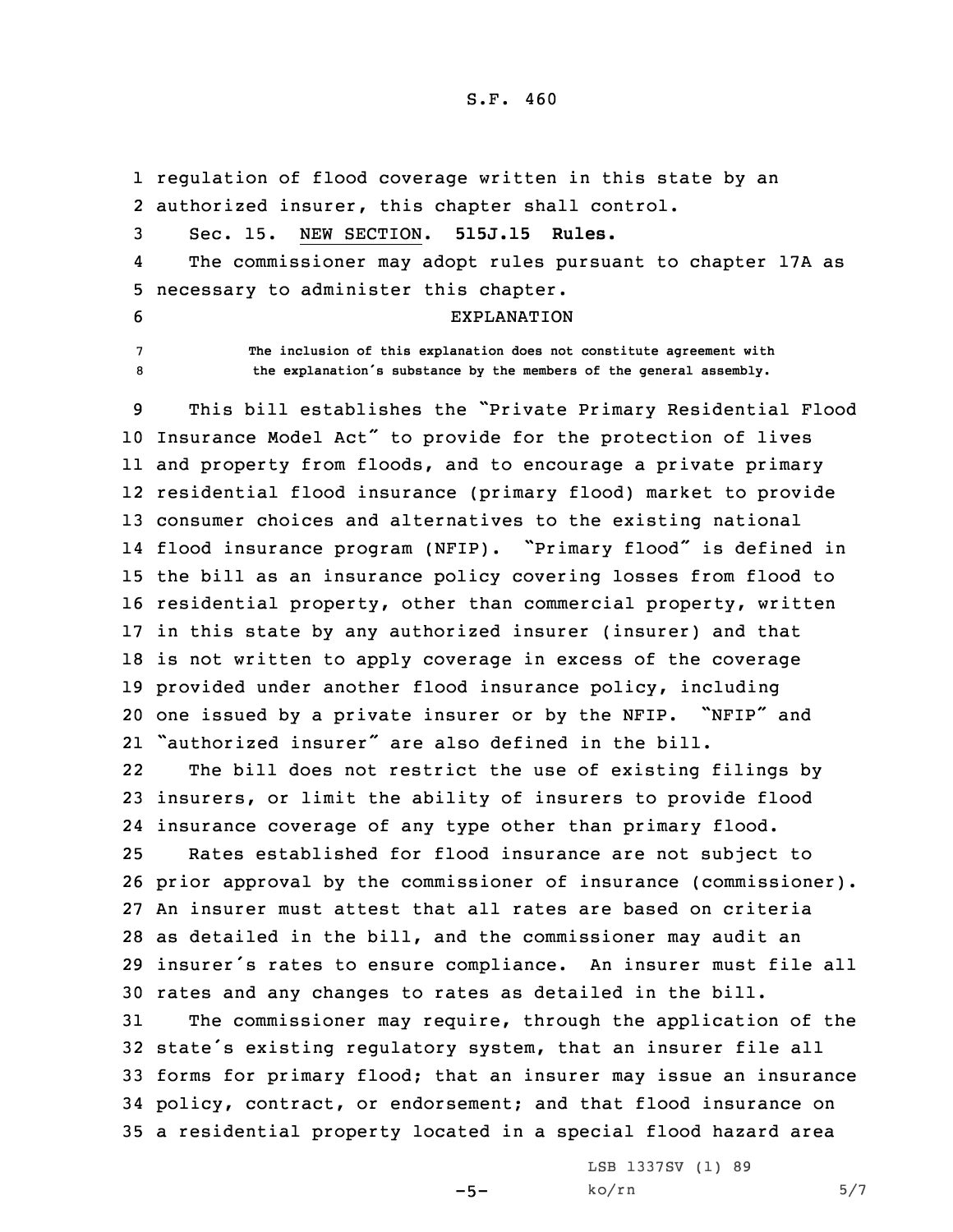regulation of flood coverage written in this state by an authorized insurer, this chapter shall control.

Sec. 15. NEW SECTION. **515J.15 Rules.**

The commissioner may adopt rules pursuant to chapter 17A as necessary to administer this chapter.

EXPLANATION

The inclusion of this explanation does not constitute agreement with the explanation's substance by the members of the general assembly.

This bill establishes the "Private Primary Residential Flood Insurance Model Act" to provide for the protection of lives and property from floods, and to encourage a private primary residential flood insurance (primary flood) market to provide consumer choices and alternatives to the existing national flood insurance program (NFIP). "Primary flood" is defined in the bill as an insurance policy covering losses from flood to residential property, other than commercial property, written in this state by any authorized insurer (insurer) and that is not written to apply coverage in excess of the coverage provided under another flood insurance policy, including one issued by a private insurer or by the NFIP. "NFIP" and "authorized insurer" are also defined in the bill.

The bill does not restrict the use of existing filings by insurers, or limit the ability of insurers to provide flood insurance coverage of any type other than primary flood.

Rates established for flood insurance are not subject to prior approval by the commissioner of insurance (commissioner). An insurer must attest that all rates are based on criteria as detailed in the bill, and the commissioner may audit an insurer's rates to ensure compliance. An insurer must file all rates and any changes to rates as detailed in the bill.

The commissioner may require, through the application of the state's existing regulatory system, that an insurer file all forms for primary flood; that an insurer may issue an insurance policy, contract, or endorsement; and that flood insurance on a residential property located in a special flood hazard area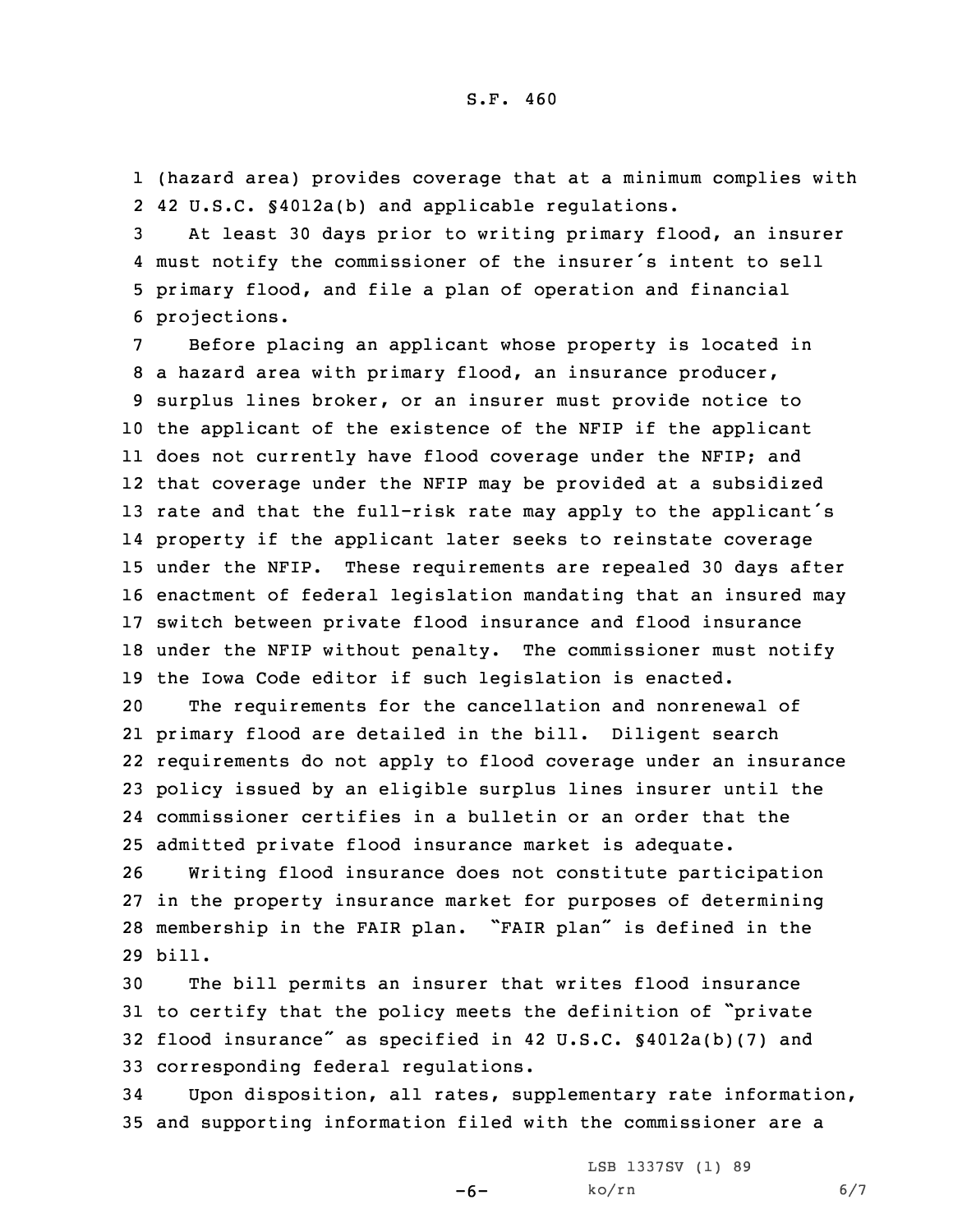(hazard area) provides coverage that at a minimum complies with 42 U.S.C. §4012a(b) and applicable regulations.

At least 30 days prior to writing primary flood, an insurer must notify the commissioner of the insurer's intent to sell primary flood, and file a plan of operation and financial projections.

Before placing an applicant whose property is located in a hazard area with primary flood, an insurance producer, surplus lines broker, or an insurer must provide notice to the applicant of the existence of the NFIP if the applicant does not currently have flood coverage under the NFIP; and that coverage under the NFIP may be provided at a subsidized rate and that the full-risk rate may apply to the applicant's property if the applicant later seeks to reinstate coverage under the NFIP. These requirements are repealed 30 days after enactment of federal legislation mandating that an insured may switch between private flood insurance and flood insurance under the NFIP without penalty. The commissioner must notify the Iowa Code editor if such legislation is enacted.

The requirements for the cancellation and nonrenewal of primary flood are detailed in the bill. Diligent search requirements do not apply to flood coverage under an insurance policy issued by an eligible surplus lines insurer until the commissioner certifies in a bulletin or an order that the admitted private flood insurance market is adequate.

Writing flood insurance does not constitute participation in the property insurance market for purposes of determining membership in the FAIR plan. "FAIR plan" is defined in the bill.

The bill permits an insurer that writes flood insurance to certify that the policy meets the definition of "private flood insurance" as specified in 42 U.S.C. §4012a(b)(7) and corresponding federal regulations.

Upon disposition, all rates, supplementary rate information, and supporting information filed with the commissioner are a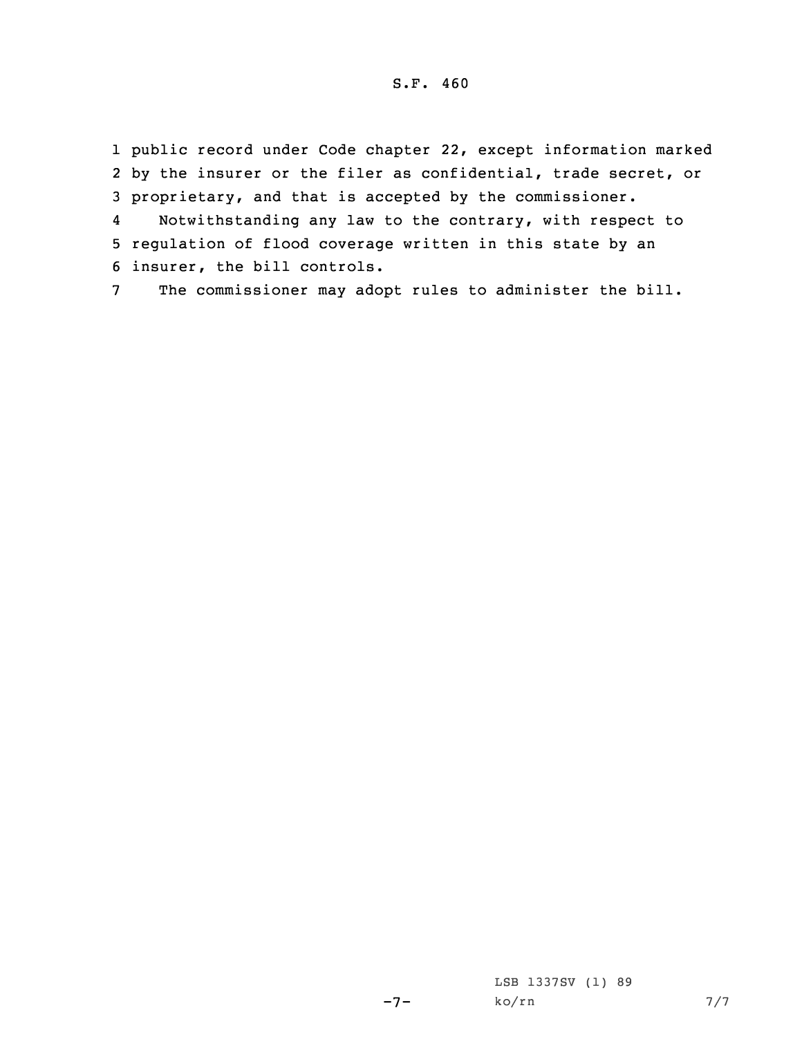public record under Code chapter 22, except information marked by the insurer or the filer as confidential, trade secret, or proprietary, and that is accepted by the commissioner.

Notwithstanding any law to the contrary, with respect to regulation of flood coverage written in this state by an insurer, the bill controls.

The commissioner may adopt rules to administer the bill.

LSB 1337SV (1) 89
ko/rn